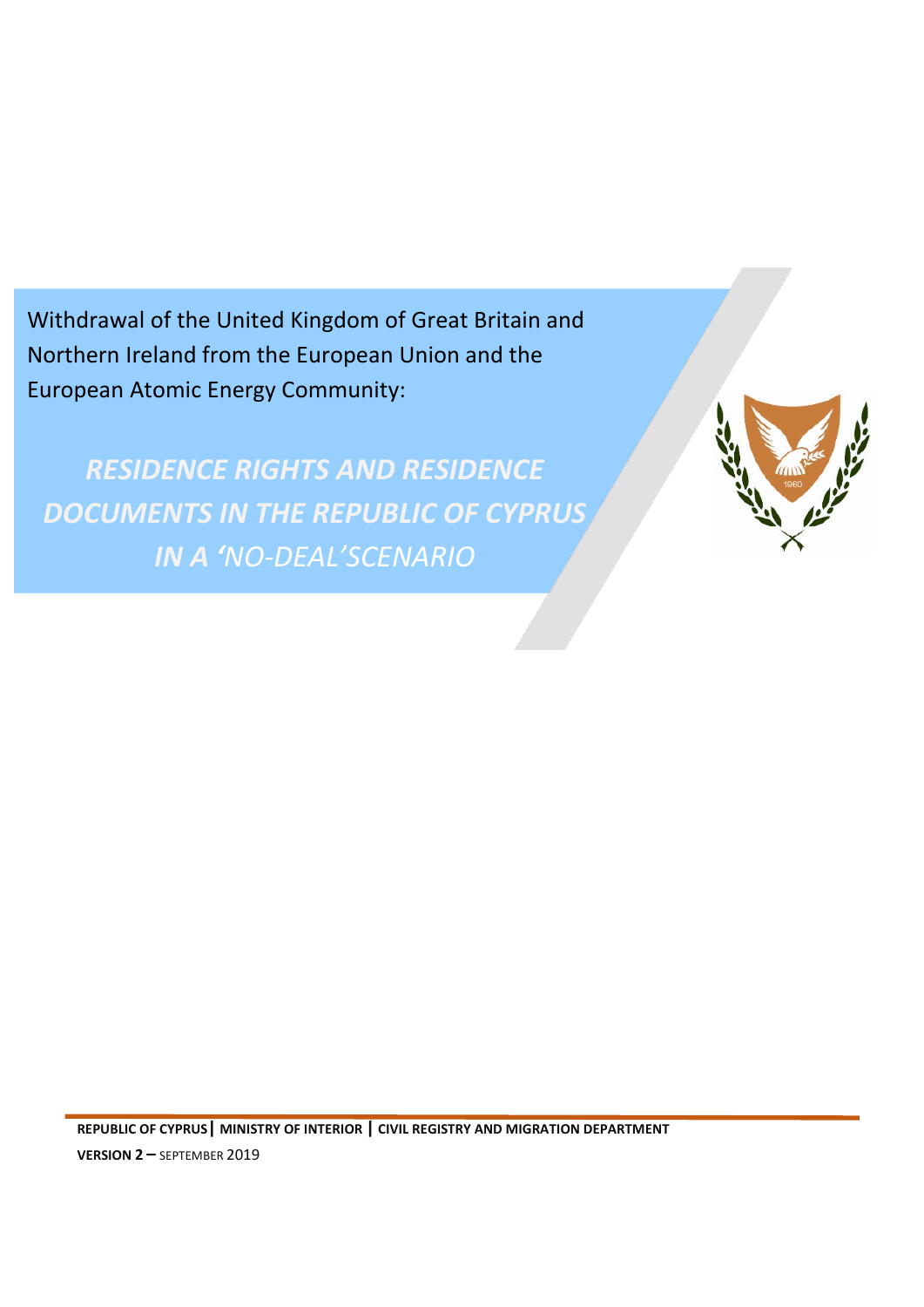Withdrawal of the United Kingdom of Great Britain and Northern Ireland from the European Union and the European Atomic Energy Community:

# *RESIDENCE RIGHTS AND RESIDENCE DOCUMENTS IN THE REPUBLIC OF CYPRUS IN A 'NO-DEAL'SCENARIO*

**REPUBLIC OF CYPRUS | MINISTRY OF INTERIOR | CIVIL REGISTRY AND MIGRATION DEPARTMENT**

**VERSION 2 –** SEPTEMBER 2019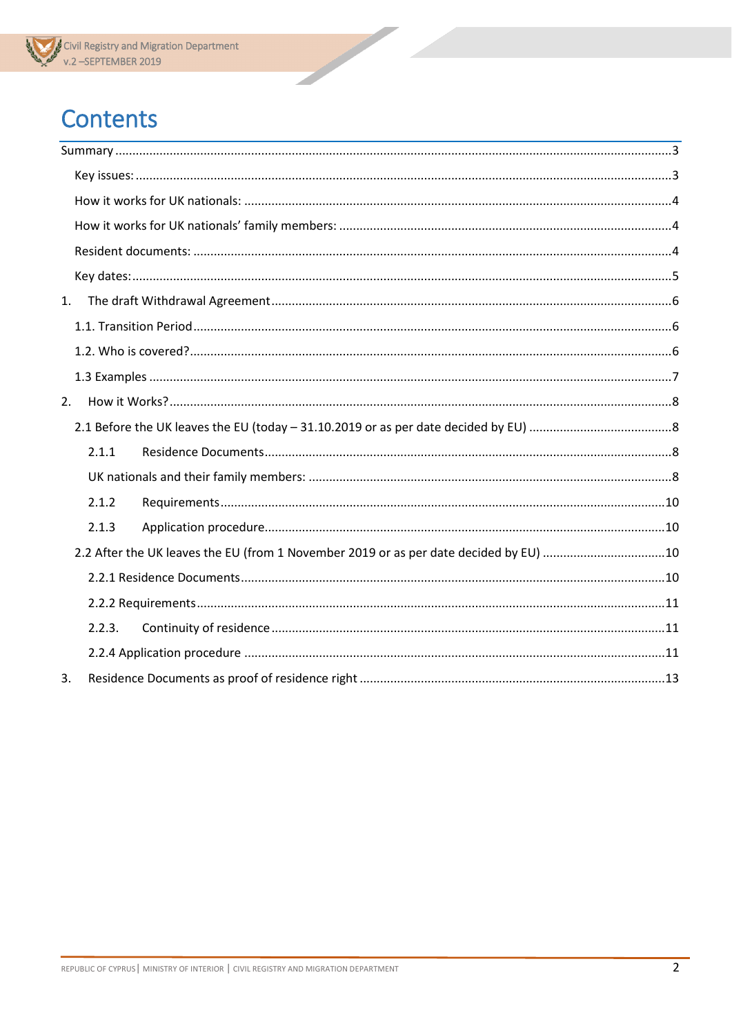# Contents

Summary ....................................................................................................................................................3

Key issues: ................................................................................................................................................3

How it works for UK nationals: ...............................................................................................................4

How it works for UK nationals' family members: ..................................................................................4

Resident documents: ..............................................................................................................................4

Key dates: .................................................................................................................................................5

1. The draft Withdrawal Agreement .......................................................................................................6

1.1. Transition Period ................................................................................................................................6

1.2. Who is covered? .................................................................................................................................6

1.3 Examples ..............................................................................................................................................7

2. How it Works? ........................................................................................................................................8

2.1 Before the UK leaves the EU (today – 31.10.2019 or as per date decided by EU) .........................8

2.1.1 Residence Documents .......................................................................................................................8

UK nationals and their family members: ...............................................................................................8

2.1.2 Requirements ..................................................................................................................................10

2.1.3 Application procedure ....................................................................................................................10

2.2 After the UK leaves the EU (from 1 November 2019 or as per date decided by EU) .....................10

2.2.1 Residence Documents .....................................................................................................................10

2.2.2 Requirements ..................................................................................................................................11

2.2.3. Continuity of residence ..................................................................................................................11

2.2.4 Application procedure ....................................................................................................................11

3. Residence Documents as proof of residence right .............................................................................13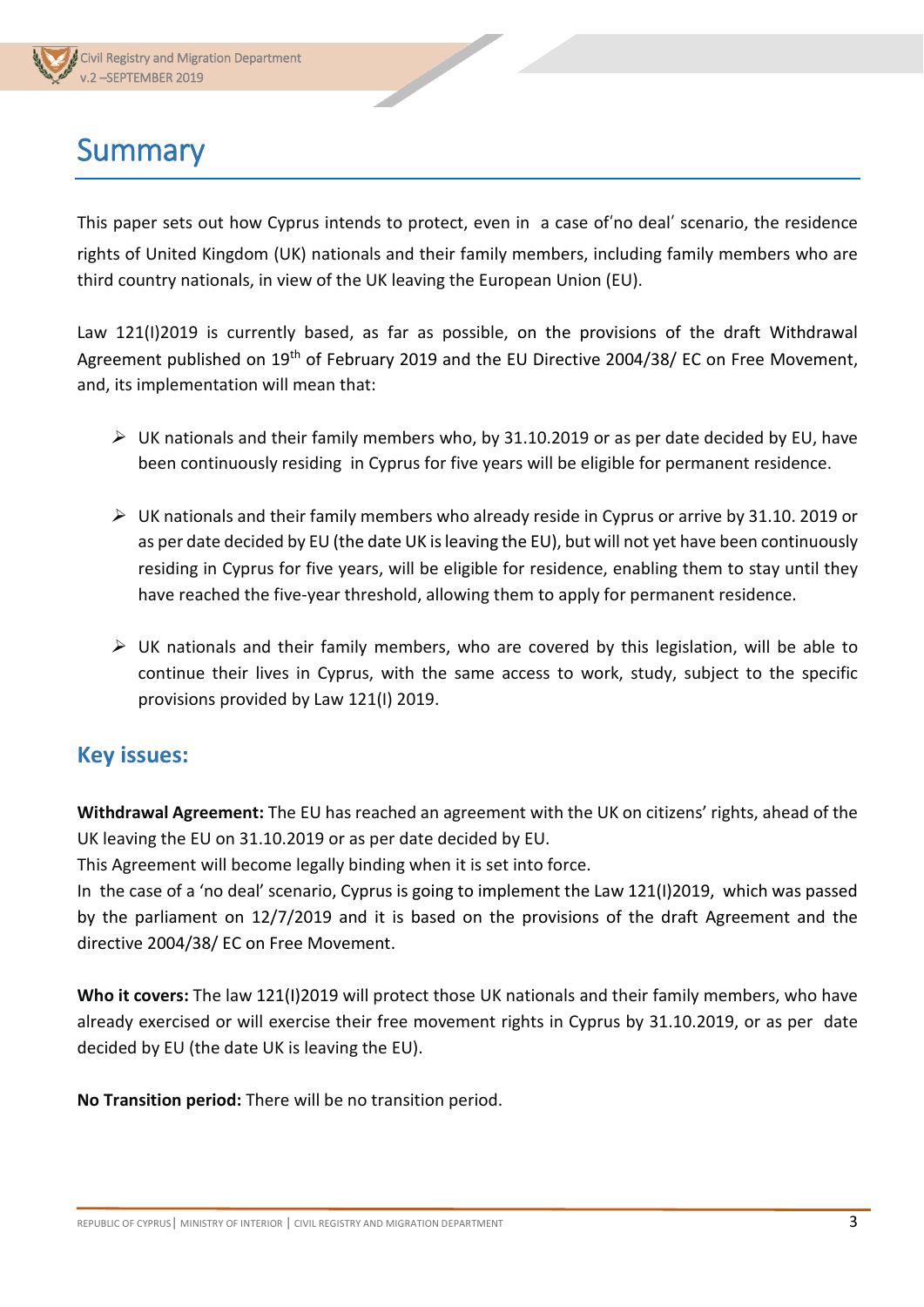# Summary

This paper sets out how Cyprus intends to protect, even in a case of'no deal' scenario, the residence rights of United Kingdom (UK) nationals and their family members, including family members who are third country nationals, in view of the UK leaving the European Union (EU).

Law 121(I)2019 is currently based, as far as possible, on the provisions of the draft Withdrawal Agreement published on 19th of February 2019 and the EU Directive 2004/38/ EC on Free Movement, and, its implementation will mean that:

- UK nationals and their family members who, by 31.10.2019 or as per date decided by EU, have been continuously residing in Cyprus for five years will be eligible for permanent residence.
- UK nationals and their family members who already reside in Cyprus or arrive by 31.10. 2019 or as per date decided by EU (the date UK is leaving the EU), but will not yet have been continuously residing in Cyprus for five years, will be eligible for residence, enabling them to stay until they have reached the five-year threshold, allowing them to apply for permanent residence.
- UK nationals and their family members, who are covered by this legislation, will be able to continue their lives in Cyprus, with the same access to work, study, subject to the specific provisions provided by Law 121(I) 2019.

## Key issues:

**Withdrawal Agreement:** The EU has reached an agreement with the UK on citizens' rights, ahead of the UK leaving the EU on 31.10.2019 or as per date decided by EU.
This Agreement will become legally binding when it is set into force.
In the case of a 'no deal' scenario, Cyprus is going to implement the Law 121(I)2019, which was passed by the parliament on 12/7/2019 and it is based on the provisions of the draft Agreement and the directive 2004/38/ EC on Free Movement.

**Who it covers:** The law 121(I)2019 will protect those UK nationals and their family members, who have already exercised or will exercise their free movement rights in Cyprus by 31.10.2019, or as per date decided by EU (the date UK is leaving the EU).

**No Transition period:** There will be no transition period.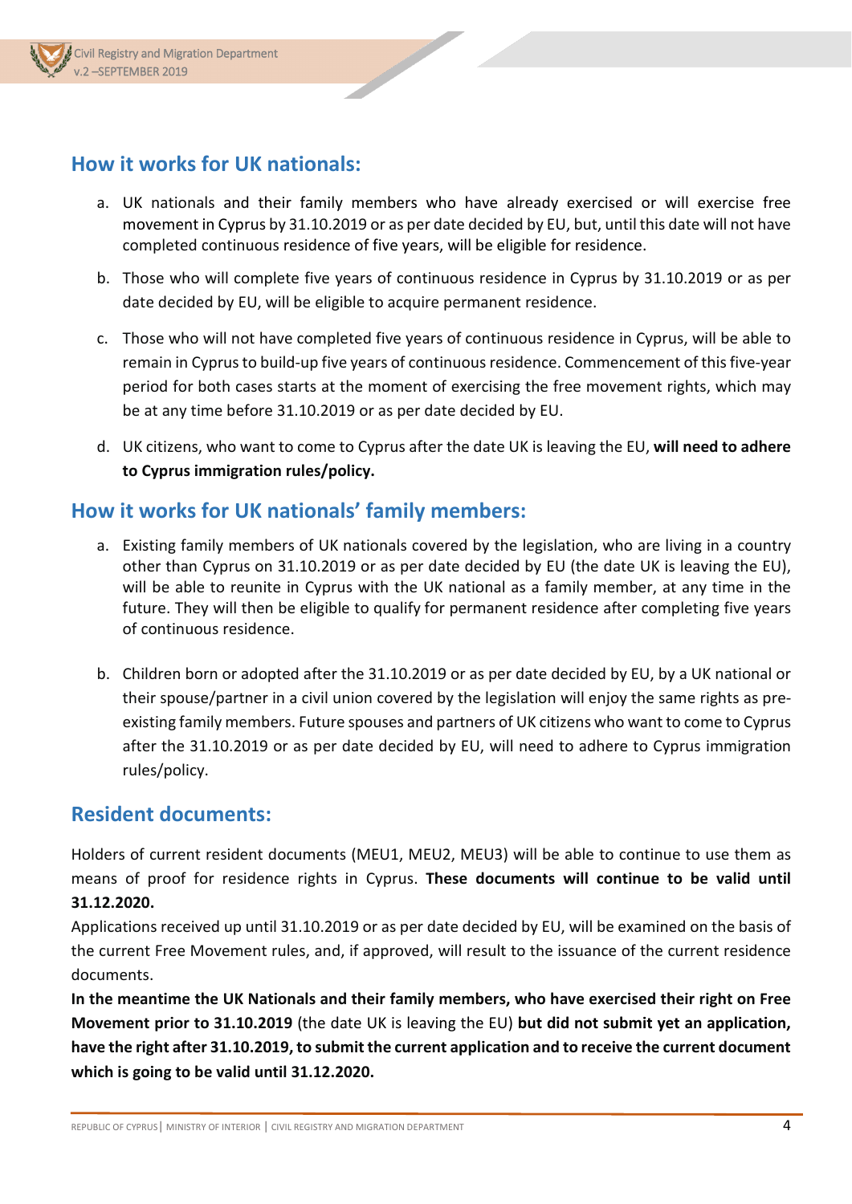## How it works for UK nationals:

a. UK nationals and their family members who have already exercised or will exercise free movement in Cyprus by 31.10.2019 or as per date decided by EU, but, until this date will not have completed continuous residence of five years, will be eligible for residence.

b. Those who will complete five years of continuous residence in Cyprus by 31.10.2019 or as per date decided by EU, will be eligible to acquire permanent residence.

c. Those who will not have completed five years of continuous residence in Cyprus, will be able to remain in Cyprus to build-up five years of continuous residence. Commencement of this five-year period for both cases starts at the moment of exercising the free movement rights, which may be at any time before 31.10.2019 or as per date decided by EU.

d. UK citizens, who want to come to Cyprus after the date UK is leaving the EU, **will need to adhere to Cyprus immigration rules/policy.**

## How it works for UK nationals' family members:

a. Existing family members of UK nationals covered by the legislation, who are living in a country other than Cyprus on 31.10.2019 or as per date decided by EU (the date UK is leaving the EU), will be able to reunite in Cyprus with the UK national as a family member, at any time in the future. They will then be eligible to qualify for permanent residence after completing five years of continuous residence.

b. Children born or adopted after the 31.10.2019 or as per date decided by EU, by a UK national or their spouse/partner in a civil union covered by the legislation will enjoy the same rights as pre-existing family members. Future spouses and partners of UK citizens who want to come to Cyprus after the 31.10.2019 or as per date decided by EU, will need to adhere to Cyprus immigration rules/policy.

## Resident documents:

Holders of current resident documents (MEU1, MEU2, MEU3) will be able to continue to use them as means of proof for residence rights in Cyprus. **These documents will continue to be valid until 31.12.2020.**

Applications received up until 31.10.2019 or as per date decided by EU, will be examined on the basis of the current Free Movement rules, and, if approved, will result to the issuance of the current residence documents.

**In the meantime the UK Nationals and their family members, who have exercised their right on Free Movement prior to 31.10.2019** (the date UK is leaving the EU) **but did not submit yet an application, have the right after 31.10.2019, to submit the current application and to receive the current document which is going to be valid until 31.12.2020.**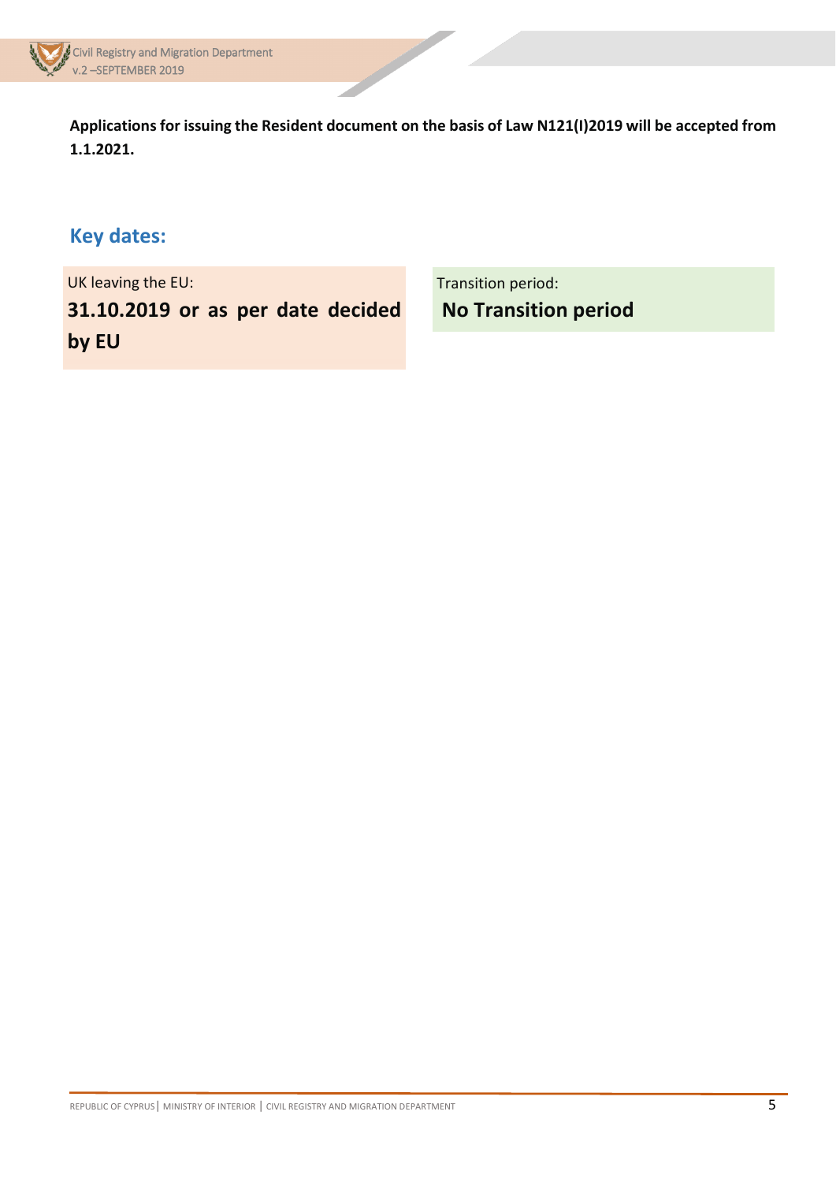**Applications for issuing the Resident document on the basis of Law N121(I)2019 will be accepted from 1.1.2021.**

## Key dates:

| UK leaving the EU: | Transition period: |
| --- | --- |
| **31.10.2019 or as per date decided by EU** | **No Transition period** |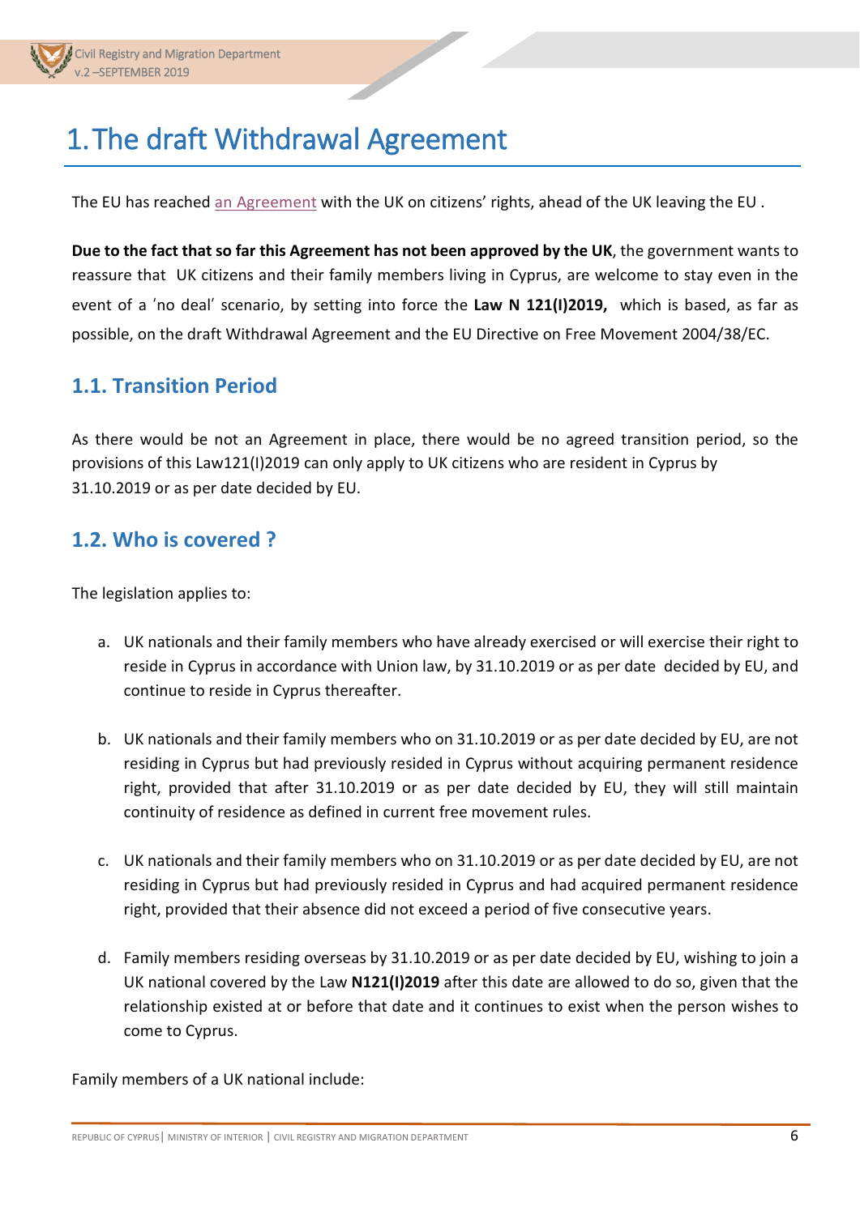# 1. The draft Withdrawal Agreement

The EU has reached an Agreement with the UK on citizens' rights, ahead of the UK leaving the EU .

**Due to the fact that so far this Agreement has not been approved by the UK**, the government wants to reassure that UK citizens and their family members living in Cyprus, are welcome to stay even in the event of a 'no deal' scenario, by setting into force the **Law N 121(I)2019,** which is based, as far as possible, on the draft Withdrawal Agreement and the EU Directive on Free Movement 2004/38/EC.

## 1.1. Transition Period

As there would be not an Agreement in place, there would be no agreed transition period, so the provisions of this Law121(I)2019 can only apply to UK citizens who are resident in Cyprus by 31.10.2019 or as per date decided by EU.

## 1.2. Who is covered ?

The legislation applies to:

a. UK nationals and their family members who have already exercised or will exercise their right to reside in Cyprus in accordance with Union law, by 31.10.2019 or as per date decided by EU, and continue to reside in Cyprus thereafter.

b. UK nationals and their family members who on 31.10.2019 or as per date decided by EU, are not residing in Cyprus but had previously resided in Cyprus without acquiring permanent residence right, provided that after 31.10.2019 or as per date decided by EU, they will still maintain continuity of residence as defined in current free movement rules.

c. UK nationals and their family members who on 31.10.2019 or as per date decided by EU, are not residing in Cyprus but had previously resided in Cyprus and had acquired permanent residence right, provided that their absence did not exceed a period of five consecutive years.

d. Family members residing overseas by 31.10.2019 or as per date decided by EU, wishing to join a UK national covered by the Law **N121(I)2019** after this date are allowed to do so, given that the relationship existed at or before that date and it continues to exist when the person wishes to come to Cyprus.

Family members of a UK national include: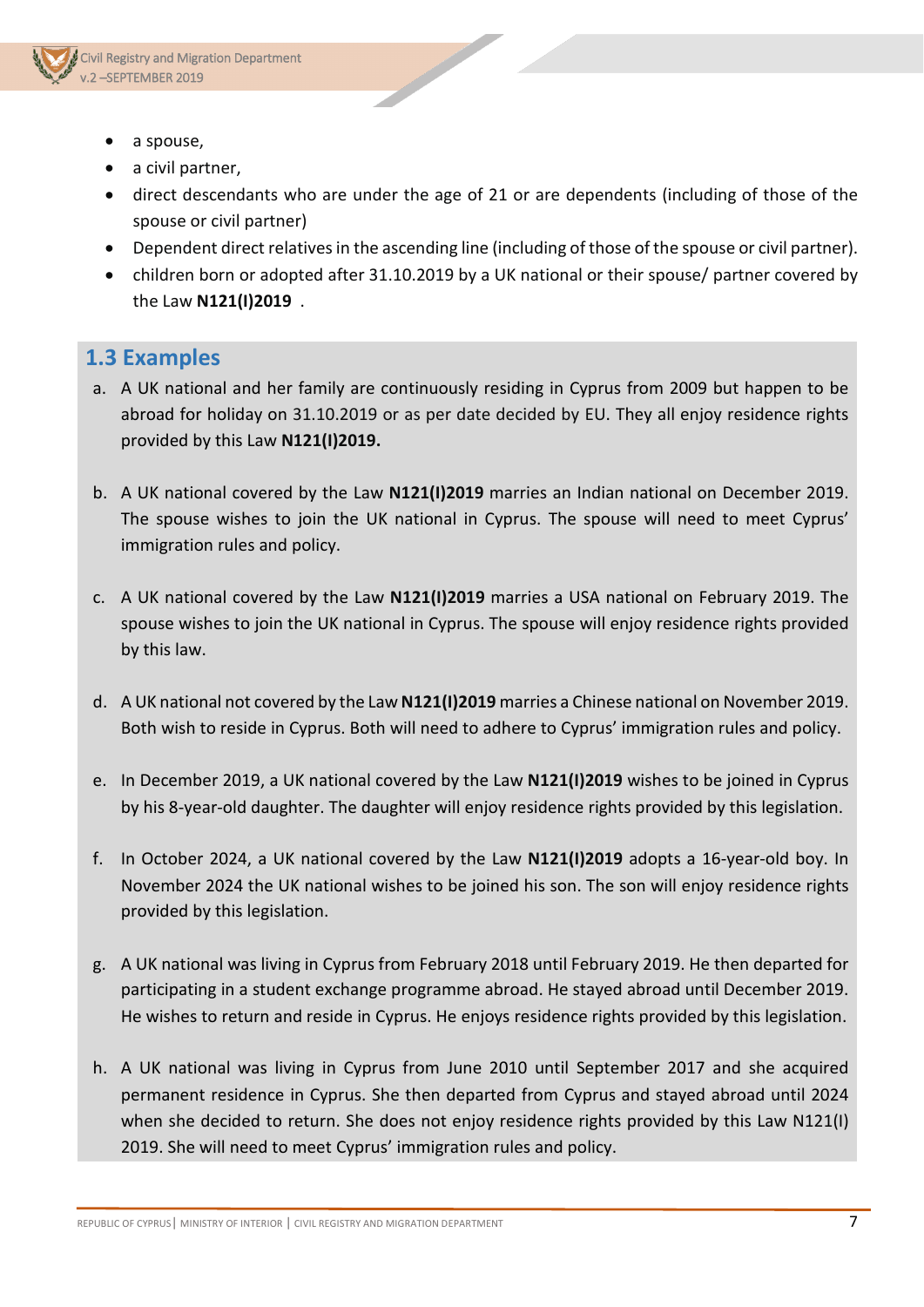- a spouse,
- a civil partner,
- direct descendants who are under the age of 21 or are dependents (including of those of the spouse or civil partner)
- Dependent direct relatives in the ascending line (including of those of the spouse or civil partner).
- children born or adopted after 31.10.2019 by a UK national or their spouse/ partner covered by the Law **N121(I)2019** .

## 1.3 Examples

a. A UK national and her family are continuously residing in Cyprus from 2009 but happen to be abroad for holiday on 31.10.2019 or as per date decided by EU. They all enjoy residence rights provided by this Law **N121(I)2019.**

b. A UK national covered by the Law **N121(I)2019** marries an Indian national on December 2019. The spouse wishes to join the UK national in Cyprus. The spouse will need to meet Cyprus' immigration rules and policy.

c. A UK national covered by the Law **N121(I)2019** marries a USA national on February 2019. The spouse wishes to join the UK national in Cyprus. The spouse will enjoy residence rights provided by this law.

d. A UK national not covered by the Law **N121(I)2019** marries a Chinese national on November 2019. Both wish to reside in Cyprus. Both will need to adhere to Cyprus' immigration rules and policy.

e. In December 2019, a UK national covered by the Law **N121(I)2019** wishes to be joined in Cyprus by his 8-year-old daughter. The daughter will enjoy residence rights provided by this legislation.

f. In October 2024, a UK national covered by the Law **N121(I)2019** adopts a 16-year-old boy. In November 2024 the UK national wishes to be joined his son. The son will enjoy residence rights provided by this legislation.

g. A UK national was living in Cyprus from February 2018 until February 2019. He then departed for participating in a student exchange programme abroad. He stayed abroad until December 2019. He wishes to return and reside in Cyprus. He enjoys residence rights provided by this legislation.

h. A UK national was living in Cyprus from June 2010 until September 2017 and she acquired permanent residence in Cyprus. She then departed from Cyprus and stayed abroad until 2024 when she decided to return. She does not enjoy residence rights provided by this Law N121(I) 2019. She will need to meet Cyprus' immigration rules and policy.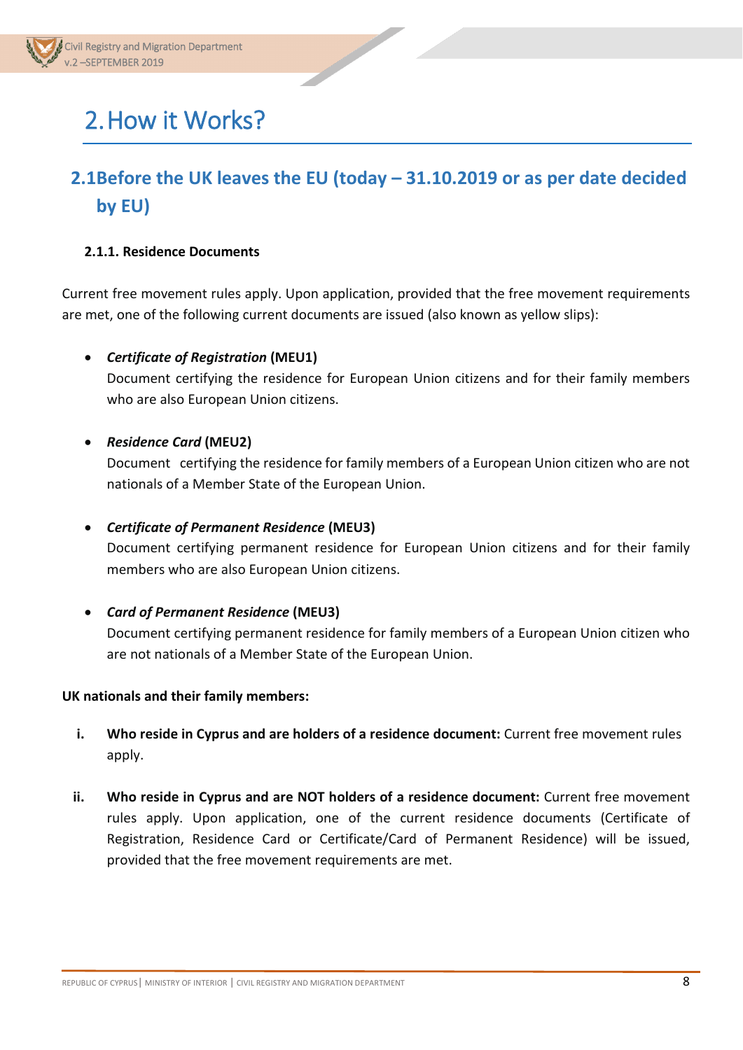# 2. How it Works?

## 2.1 Before the UK leaves the EU (today – 31.10.2019 or as per date decided by EU)

### 2.1.1. Residence Documents

Current free movement rules apply. Upon application, provided that the free movement requirements are met, one of the following current documents are issued (also known as yellow slips):

- ***Certificate of Registration*** **(MEU1)**
  Document certifying the residence for European Union citizens and for their family members who are also European Union citizens.

- ***Residence Card*** **(MEU2)**
  Document certifying the residence for family members of a European Union citizen who are not nationals of a Member State of the European Union.

- ***Certificate of Permanent Residence*** **(MEU3)**
  Document certifying permanent residence for European Union citizens and for their family members who are also European Union citizens.

- ***Card of Permanent Residence*** **(MEU3)**
  Document certifying permanent residence for family members of a European Union citizen who are not nationals of a Member State of the European Union.

**UK nationals and their family members:**

i. **Who reside in Cyprus and are holders of a residence document:** Current free movement rules apply.

ii. **Who reside in Cyprus and are NOT holders of a residence document:** Current free movement rules apply. Upon application, one of the current residence documents (Certificate of Registration, Residence Card or Certificate/Card of Permanent Residence) will be issued, provided that the free movement requirements are met.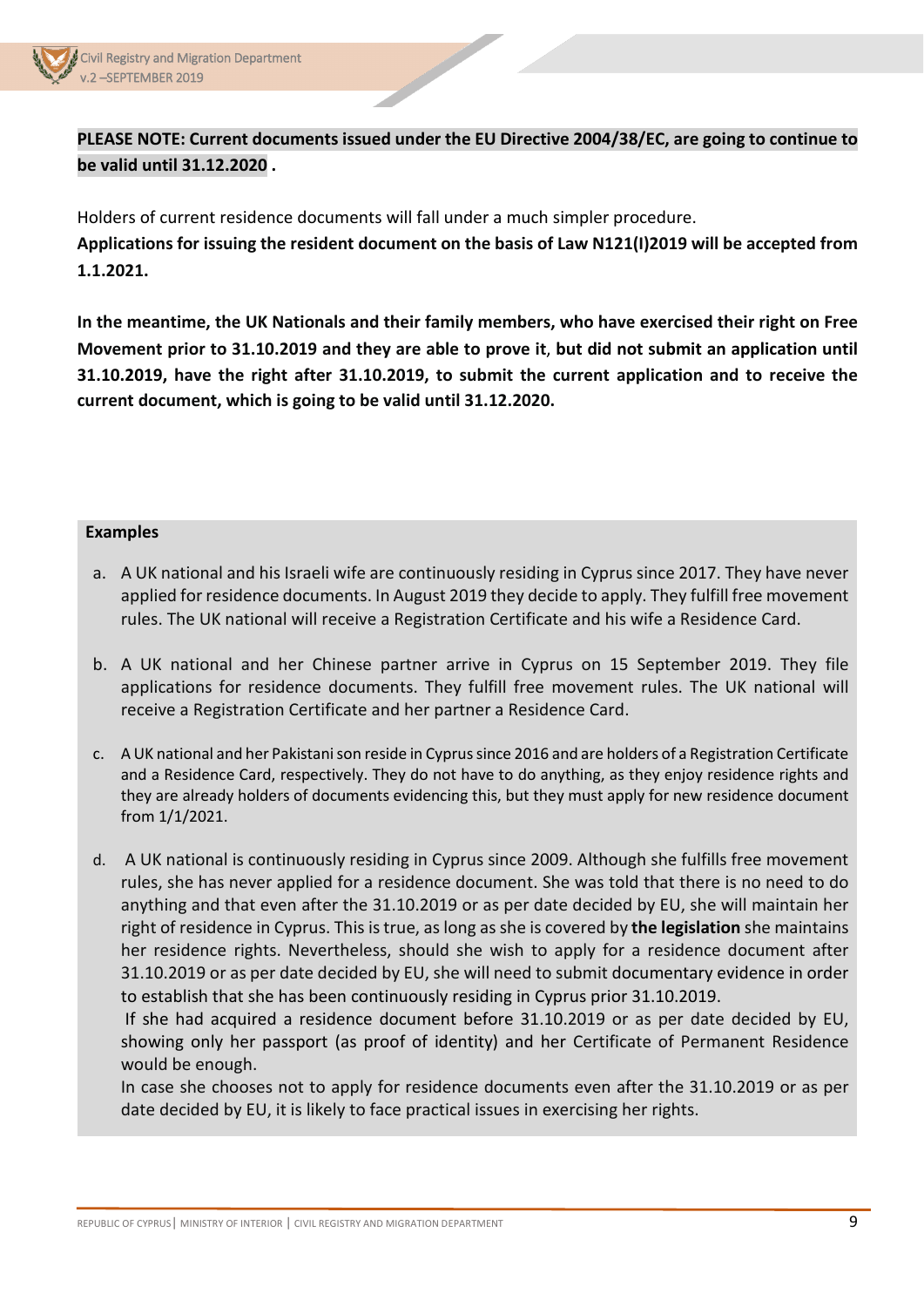**PLEASE NOTE: Current documents issued under the EU Directive 2004/38/EC, are going to continue to be valid until 31.12.2020 .**

Holders of current residence documents will fall under a much simpler procedure.

**Applications for issuing the resident document on the basis of Law N121(I)2019 will be accepted from 1.1.2021.**

**In the meantime, the UK Nationals and their family members, who have exercised their right on Free Movement prior to 31.10.2019 and they are able to prove it, but did not submit an application until 31.10.2019, have the right after 31.10.2019, to submit the current application and to receive the current document, which is going to be valid until 31.12.2020.**

**Examples**

a. A UK national and his Israeli wife are continuously residing in Cyprus since 2017. They have never applied for residence documents. In August 2019 they decide to apply. They fulfill free movement rules. The UK national will receive a Registration Certificate and his wife a Residence Card.

b. A UK national and her Chinese partner arrive in Cyprus on 15 September 2019. They file applications for residence documents. They fulfill free movement rules. The UK national will receive a Registration Certificate and her partner a Residence Card.

c. A UK national and her Pakistani son reside in Cyprus since 2016 and are holders of a Registration Certificate and a Residence Card, respectively. They do not have to do anything, as they enjoy residence rights and they are already holders of documents evidencing this, but they must apply for new residence document from 1/1/2021.

d. A UK national is continuously residing in Cyprus since 2009. Although she fulfills free movement rules, she has never applied for a residence document. She was told that there is no need to do anything and that even after the 31.10.2019 or as per date decided by EU, she will maintain her right of residence in Cyprus. This is true, as long as she is covered by **the legislation** she maintains her residence rights. Nevertheless, should she wish to apply for a residence document after 31.10.2019 or as per date decided by EU, she will need to submit documentary evidence in order to establish that she has been continuously residing in Cyprus prior 31.10.2019.

   If she had acquired a residence document before 31.10.2019 or as per date decided by EU, showing only her passport (as proof of identity) and her Certificate of Permanent Residence would be enough.

   In case she chooses not to apply for residence documents even after the 31.10.2019 or as per date decided by EU, it is likely to face practical issues in exercising her rights.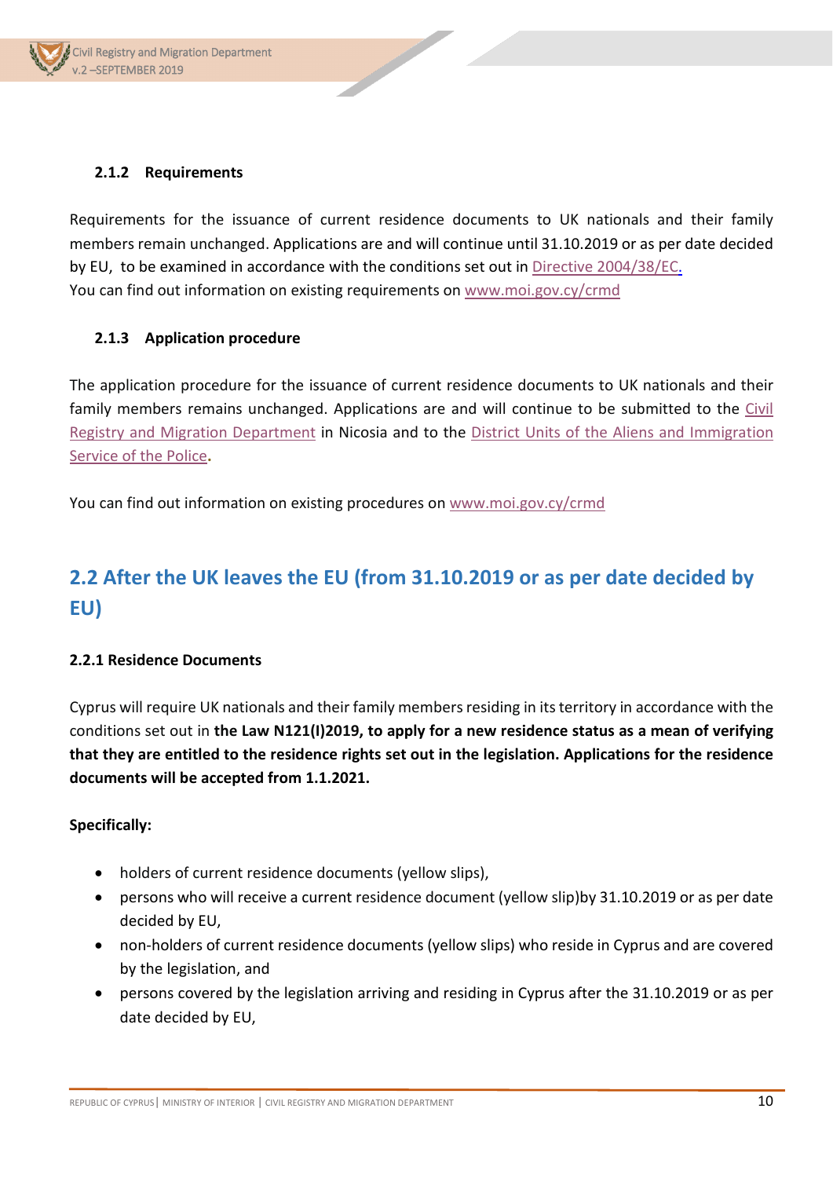### 2.1.2 Requirements

Requirements for the issuance of current residence documents to UK nationals and their family members remain unchanged. Applications are and will continue until 31.10.2019 or as per date decided by EU, to be examined in accordance with the conditions set out in Directive 2004/38/EC.
You can find out information on existing requirements on www.moi.gov.cy/crmd

### 2.1.3 Application procedure

The application procedure for the issuance of current residence documents to UK nationals and their family members remains unchanged. Applications are and will continue to be submitted to the Civil Registry and Migration Department in Nicosia and to the District Units of the Aliens and Immigration Service of the Police**.**

You can find out information on existing procedures on www.moi.gov.cy/crmd

## 2.2 After the UK leaves the EU (from 31.10.2019 or as per date decided by EU)

#### 2.2.1 Residence Documents

Cyprus will require UK nationals and their family members residing in its territory in accordance with the conditions set out in **the Law N121(I)2019, to apply for a new residence status as a mean of verifying that they are entitled to the residence rights set out in the legislation. Applications for the residence documents will be accepted from 1.1.2021.**

**Specifically:**

- holders of current residence documents (yellow slips),
- persons who will receive a current residence document (yellow slip)by 31.10.2019 or as per date decided by EU,
- non-holders of current residence documents (yellow slips) who reside in Cyprus and are covered by the legislation, and
- persons covered by the legislation arriving and residing in Cyprus after the 31.10.2019 or as per date decided by EU,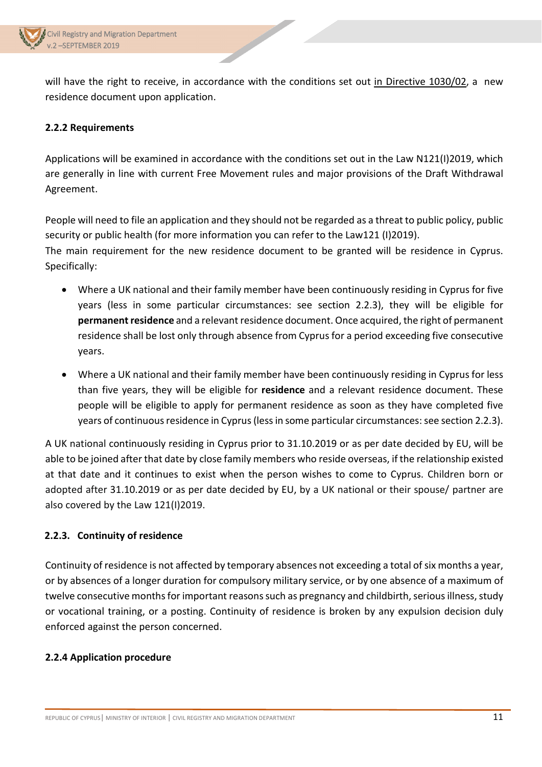will have the right to receive, in accordance with the conditions set out in Directive 1030/02, a new residence document upon application.

### 2.2.2 Requirements

Applications will be examined in accordance with the conditions set out in the Law N121(I)2019, which are generally in line with current Free Movement rules and major provisions of the Draft Withdrawal Agreement.

People will need to file an application and they should not be regarded as a threat to public policy, public security or public health (for more information you can refer to the Law121 (I)2019).
The main requirement for the new residence document to be granted will be residence in Cyprus. Specifically:

- Where a UK national and their family member have been continuously residing in Cyprus for five years (less in some particular circumstances: see section 2.2.3), they will be eligible for **permanent residence** and a relevant residence document. Once acquired, the right of permanent residence shall be lost only through absence from Cyprus for a period exceeding five consecutive years.
- Where a UK national and their family member have been continuously residing in Cyprus for less than five years, they will be eligible for **residence** and a relevant residence document. These people will be eligible to apply for permanent residence as soon as they have completed five years of continuous residence in Cyprus (less in some particular circumstances: see section 2.2.3).

A UK national continuously residing in Cyprus prior to 31.10.2019 or as per date decided by EU, will be able to be joined after that date by close family members who reside overseas, if the relationship existed at that date and it continues to exist when the person wishes to come to Cyprus. Children born or adopted after 31.10.2019 or as per date decided by EU, by a UK national or their spouse/ partner are also covered by the Law 121(I)2019.

### 2.2.3. Continuity of residence

Continuity of residence is not affected by temporary absences not exceeding a total of six months a year, or by absences of a longer duration for compulsory military service, or by one absence of a maximum of twelve consecutive months for important reasons such as pregnancy and childbirth, serious illness, study or vocational training, or a posting. Continuity of residence is broken by any expulsion decision duly enforced against the person concerned.

### 2.2.4 Application procedure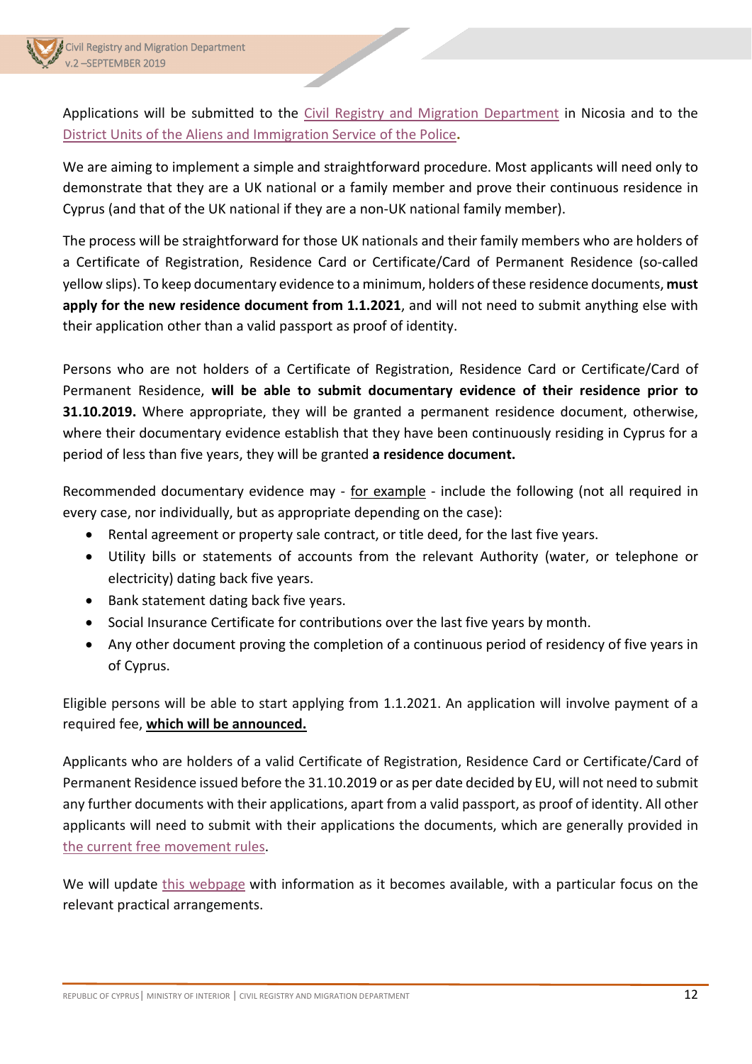Applications will be submitted to the Civil Registry and Migration Department in Nicosia and to the District Units of the Aliens and Immigration Service of the Police**.**

We are aiming to implement a simple and straightforward procedure. Most applicants will need only to demonstrate that they are a UK national or a family member and prove their continuous residence in Cyprus (and that of the UK national if they are a non-UK national family member).

The process will be straightforward for those UK nationals and their family members who are holders of a Certificate of Registration, Residence Card or Certificate/Card of Permanent Residence (so-called yellow slips). To keep documentary evidence to a minimum, holders of these residence documents, **must apply for the new residence document from 1.1.2021**, and will not need to submit anything else with their application other than a valid passport as proof of identity.

Persons who are not holders of a Certificate of Registration, Residence Card or Certificate/Card of Permanent Residence, **will be able to submit documentary evidence of their residence prior to 31.10.2019.** Where appropriate, they will be granted a permanent residence document, otherwise, where their documentary evidence establish that they have been continuously residing in Cyprus for a period of less than five years, they will be granted **a residence document.**

Recommended documentary evidence may - for example - include the following (not all required in every case, nor individually, but as appropriate depending on the case):

- Rental agreement or property sale contract, or title deed, for the last five years.
- Utility bills or statements of accounts from the relevant Authority (water, or telephone or electricity) dating back five years.
- Bank statement dating back five years.
- Social Insurance Certificate for contributions over the last five years by month.
- Any other document proving the completion of a continuous period of residency of five years in of Cyprus.

Eligible persons will be able to start applying from 1.1.2021. An application will involve payment of a required fee, **which will be announced.**

Applicants who are holders of a valid Certificate of Registration, Residence Card or Certificate/Card of Permanent Residence issued before the 31.10.2019 or as per date decided by EU, will not need to submit any further documents with their applications, apart from a valid passport, as proof of identity. All other applicants will need to submit with their applications the documents, which are generally provided in the current free movement rules.

We will update this webpage with information as it becomes available, with a particular focus on the relevant practical arrangements.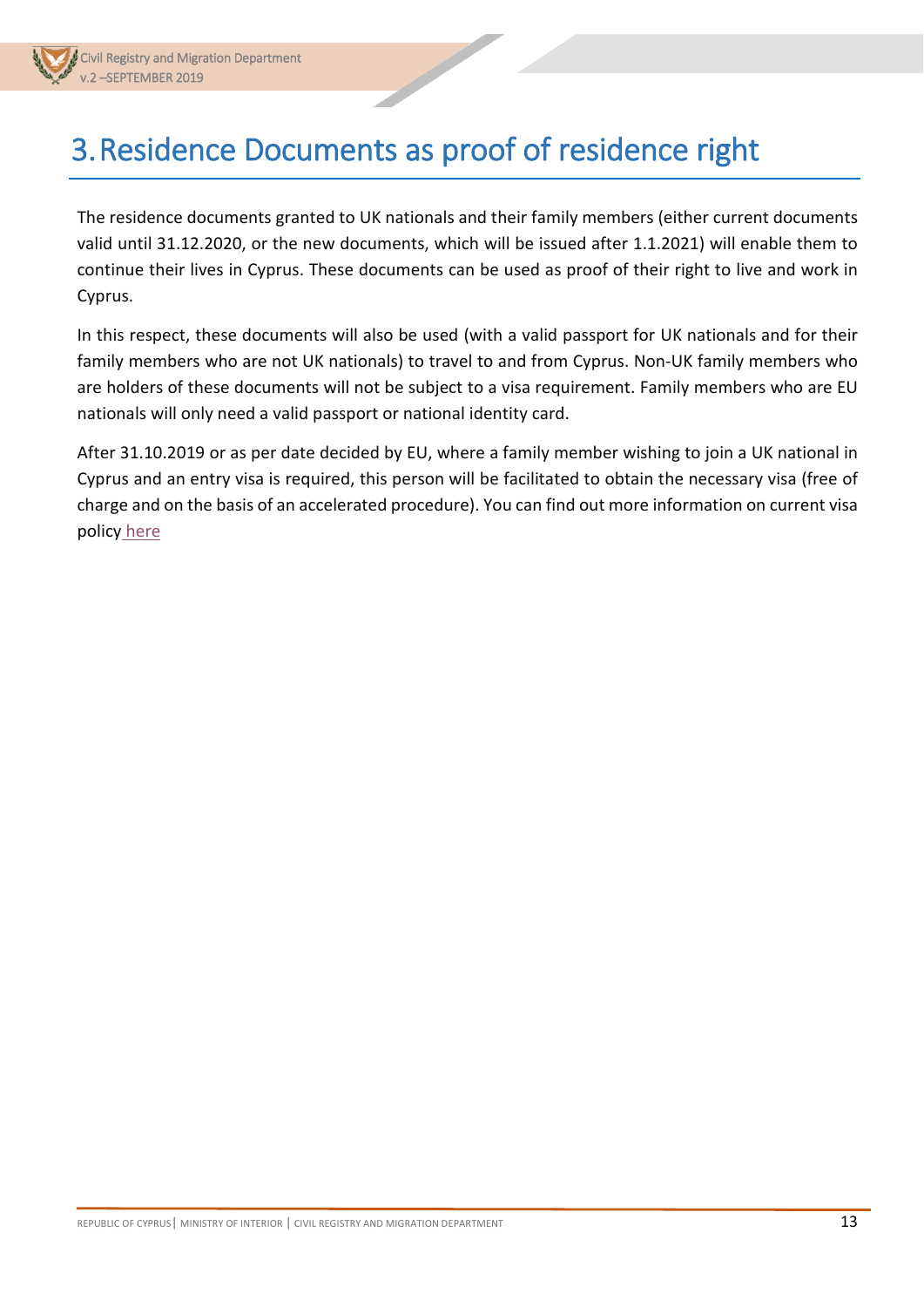# 3. Residence Documents as proof of residence right

The residence documents granted to UK nationals and their family members (either current documents valid until 31.12.2020, or the new documents, which will be issued after 1.1.2021) will enable them to continue their lives in Cyprus. These documents can be used as proof of their right to live and work in Cyprus.

In this respect, these documents will also be used (with a valid passport for UK nationals and for their family members who are not UK nationals) to travel to and from Cyprus. Non-UK family members who are holders of these documents will not be subject to a visa requirement. Family members who are EU nationals will only need a valid passport or national identity card.

After 31.10.2019 or as per date decided by EU, where a family member wishing to join a UK national in Cyprus and an entry visa is required, this person will be facilitated to obtain the necessary visa (free of charge and on the basis of an accelerated procedure). You can find out more information on current visa policy here